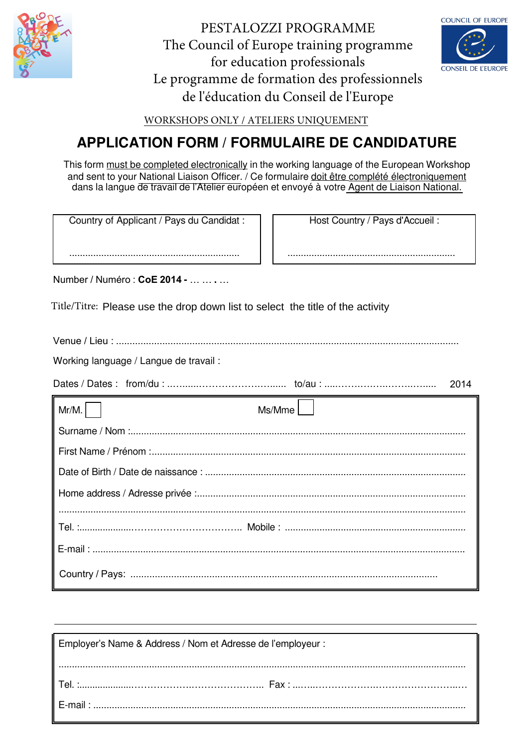PESTALOZZI PROGRAMME
The Council of Europe training programme for education professionals
Le programme de formation des professionnels de l'éducation du Conseil de l'Europe

COUNCIL OF EUROPE
CONSEIL DE L'EUROPE

WORKSHOPS ONLY / ATELIERS UNIQUEMENT

# APPLICATION FORM / FORMULAIRE DE CANDIDATURE

This form must be completed electronically in the working language of the European Workshop and sent to your National Liaison Officer. / Ce formulaire doit être complété électroniquement dans la langue de travail de l'Atelier européen et envoyé à votre Agent de Liaison National.

| Country of Applicant / Pays du Candidat : | Host Country / Pays d'Accueil : |
|---|---|
| ................................................................ | ................................................................ |

Number / Numéro : **CoE 2014 -** … … **.** …

Title/Titre: Please use the drop down list to select the title of the activity

Venue / Lieu : ........................................................................................................................

Working language / Langue de travail :

Dates / Dates : from/du : ….......……………………...... to/au : .....……………..………...... 2014

Mr/M. ☐ Ms/Mme ☐

Surname / Nom :........................................................................................................................

First Name / Prénom :.................................................................................................................

Date of Birth / Date de naissance : ..........................................................................................

Home address / Adresse privée :...............................................................................................

..................................................................................................................................................

Tel. :...................………………………….. Mobile : ................................................................

E-mail : ......................................................................................................................................

Country / Pays: ..........................................................................................................

---

Employer's Name & Address / Nom et Adresse de l'employeur :

..................................................................................................................................................

Tel. :...................……………….………………. Fax : ...…...………………..………………….…

E-mail : ......................................................................................................................................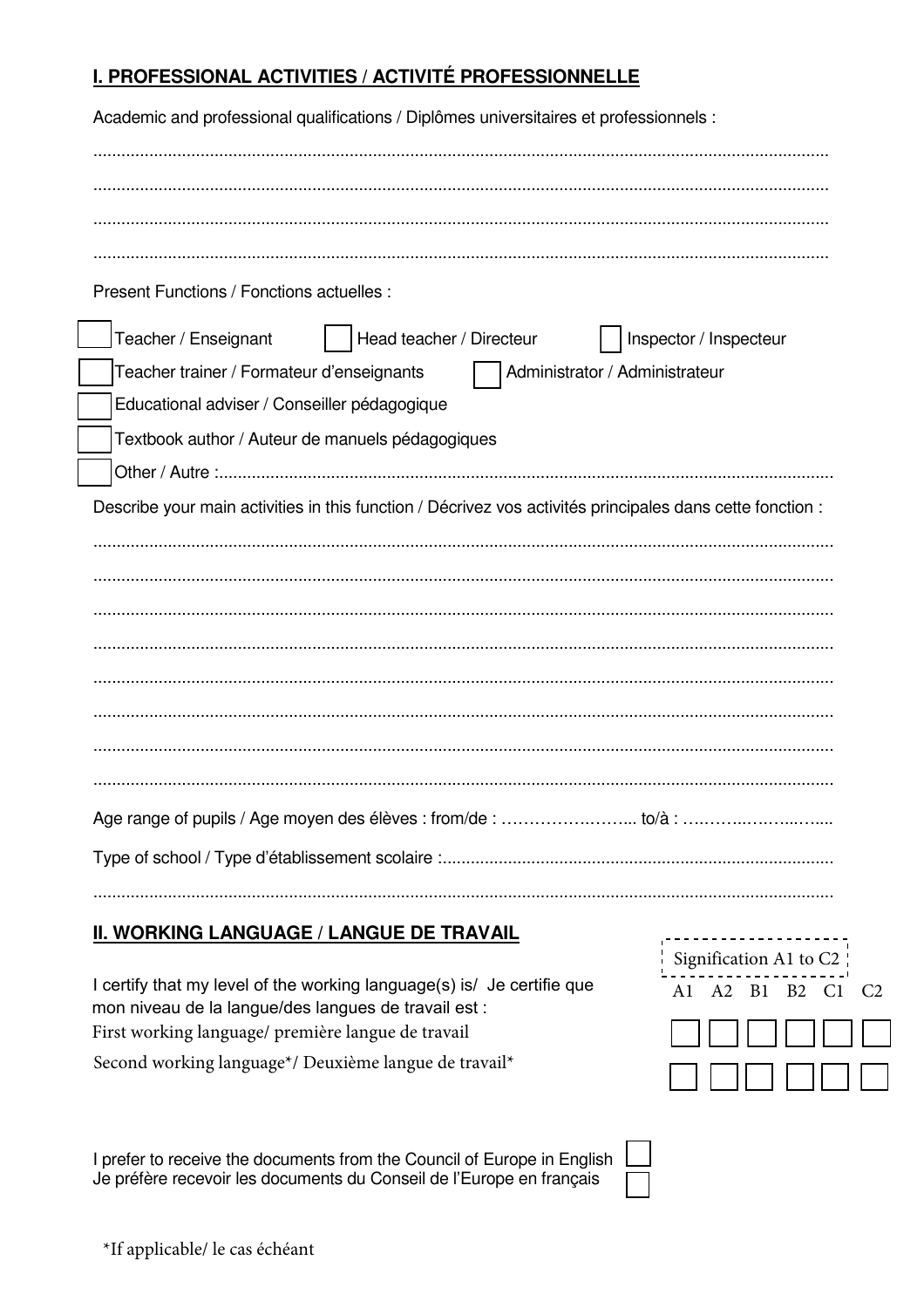## I. PROFESSIONAL ACTIVITIES / ACTIVITÉ PROFESSIONNELLE

Academic and professional qualifications / Diplômes universitaires et professionnels :

...............................................................................................................................................

...............................................................................................................................................

...............................................................................................................................................

...............................................................................................................................................

Present Functions / Fonctions actuelles :

- ☐ Teacher / Enseignant
- ☐ Head teacher / Directeur
- ☐ Inspector / Inspecteur
- ☐ Teacher trainer / Formateur d'enseignants
- ☐ Administrator / Administrateur
- ☐ Educational adviser / Conseiller pédagogique
- ☐ Textbook author / Auteur de manuels pédagogiques
- ☐ Other / Autre :...............................................................................................................

Describe your main activities in this function / Décrivez vos activités principales dans cette fonction :

...............................................................................................................................................

...............................................................................................................................................

...............................................................................................................................................

...............................................................................................................................................

...............................................................................................................................................

...............................................................................................................................................

...............................................................................................................................................

...............................................................................................................................................

Age range of pupils / Age moyen des élèves : from/de : ……………….…... to/à : ……….….….…....

Type of school / Type d'établissement scolaire :...................................................................................

...............................................................................................................................................

## II. WORKING LANGUAGE / LANGUE DE TRAVAIL

I certify that my level of the working language(s) is/ Je certifie que mon niveau de la langue/des langues de travail est :

Signification A1 to C2

| | A1 | A2 | B1 | B2 | C1 | C2 |
|---|---|---|---|---|---|---|
| First working language/ première langue de travail | ☐ | ☐ | ☐ | ☐ | ☐ | ☐ |
| Second working language*/ Deuxième langue de travail* | ☐ | ☐ | ☐ | ☐ | ☐ | ☐ |

I prefer to receive the documents from the Council of Europe in English ☐
Je préfère recevoir les documents du Conseil de l'Europe en français ☐

*If applicable/ le cas échéant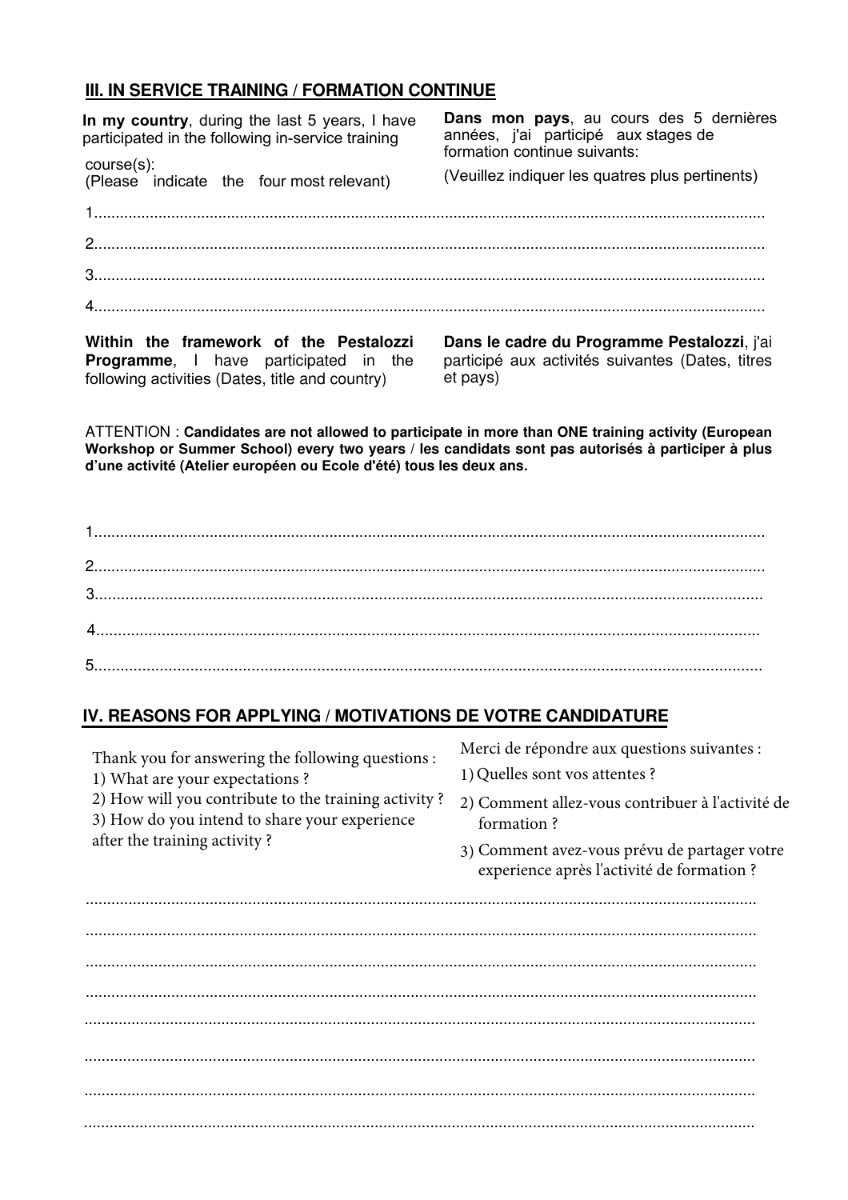## III. IN SERVICE TRAINING / FORMATION CONTINUE

**In my country**, during the last 5 years, I have participated in the following in-service training course(s):
(Please indicate the four most relevant)

**Dans mon pays**, au cours des 5 dernières années, j'ai participé aux stages de formation continue suivants:
(Veuillez indiquer les quatres plus pertinents)

1.............................................................................................................................................

2.............................................................................................................................................

3.............................................................................................................................................

4.............................................................................................................................................

**Within the framework of the Pestalozzi Programme**, I have participated in the following activities (Dates, title and country)

**Dans le cadre du Programme Pestalozzi**, j'ai participé aux activités suivantes (Dates, titres et pays)

ATTENTION : **Candidates are not allowed to participate in more than ONE training activity (European Workshop or Summer School) every two years / les candidats sont pas autorisés à participer à plus d'une activité (Atelier européen ou Ecole d'été) tous les deux ans.**

1.............................................................................................................................................

2.............................................................................................................................................

3.............................................................................................................................................

4.............................................................................................................................................

5.............................................................................................................................................

## IV. REASONS FOR APPLYING / MOTIVATIONS DE VOTRE CANDIDATURE

Thank you for answering the following questions :

1) What are your expectations ?
2) How will you contribute to the training activity ?
3) How do you intend to share your experience after the training activity ?

Merci de répondre aux questions suivantes :

1) Quelles sont vos attentes ?
2) Comment allez-vous contribuer à l'activité de formation ?
3) Comment avez-vous prévu de partager votre experience après l'activité de formation ?

.............................................................................................................................................

.............................................................................................................................................

.............................................................................................................................................

.............................................................................................................................................

.............................................................................................................................................

.............................................................................................................................................

.............................................................................................................................................

.............................................................................................................................................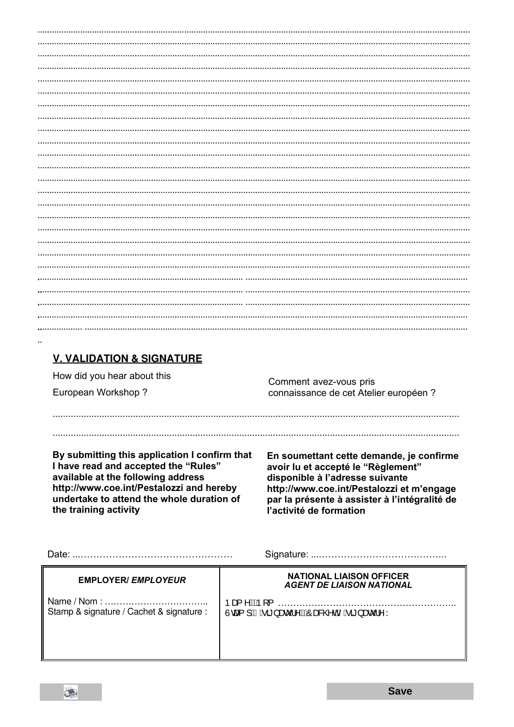.................................................................................................................................................................................

.................................................................................................................................................................................

.................................................................................................................................................................................

.................................................................................................................................................................................

.................................................................................................................................................................................

.................................................................................................................................................................................

.................................................................................................................................................................................

.................................................................................................................................................................................

.................................................................................................................................................................................

.................................................................................................................................................................................

.................................................................................................................................................................................

.................................................................................................................................................................................

.................................................................................................................................................................................

.................................................................................................................................................................................

.................................................................................................................................................................................

.................................................................................................................................................................................

.................................................................................................................................................................................

.................................................................................................................................................................................

.................................................................................................................................................................................

.................................................................................................................................................................................

.................................................................................................................................................................................

.................................................................................................................................................................................

.................................................................................................................................................................................

.................................................................................................................................................................................

.................................................................................................................................................................................

..

## V. VALIDATION & SIGNATURE

How did you hear about this European Workshop ?

Comment avez-vous pris connaissance de cet Atelier européen ?

.................................................................................................................................................

.................................................................................................................................................

**By submitting this application I confirm that I have read and accepted the "Rules" available at the following address http://www.coe.int/Pestalozzi and hereby undertake to attend the whole duration of the training activity**

**En soumettant cette demande, je confirme avoir lu et accepté le "Règlement" disponible à l'adresse suivante http://www.coe.int/Pestalozzi et m'engage par la présente à assister à l'intégralité de l'activité de formation**

Date: ..……………………………………………  Signature: ....………………………….……..

| **EMPLOYER/ *EMPLOYEUR*** | **NATIONAL LIAISON OFFICER** ***AGENT DE LIAISON NATIONAL*** |
|---|---|
| Name / Nom : ……………………………..<br>Stamp & signature / Cachet & signature : | Name / Nom : …………………………………………………..<br>Stamp & signature / Cachet & signature : |

Save